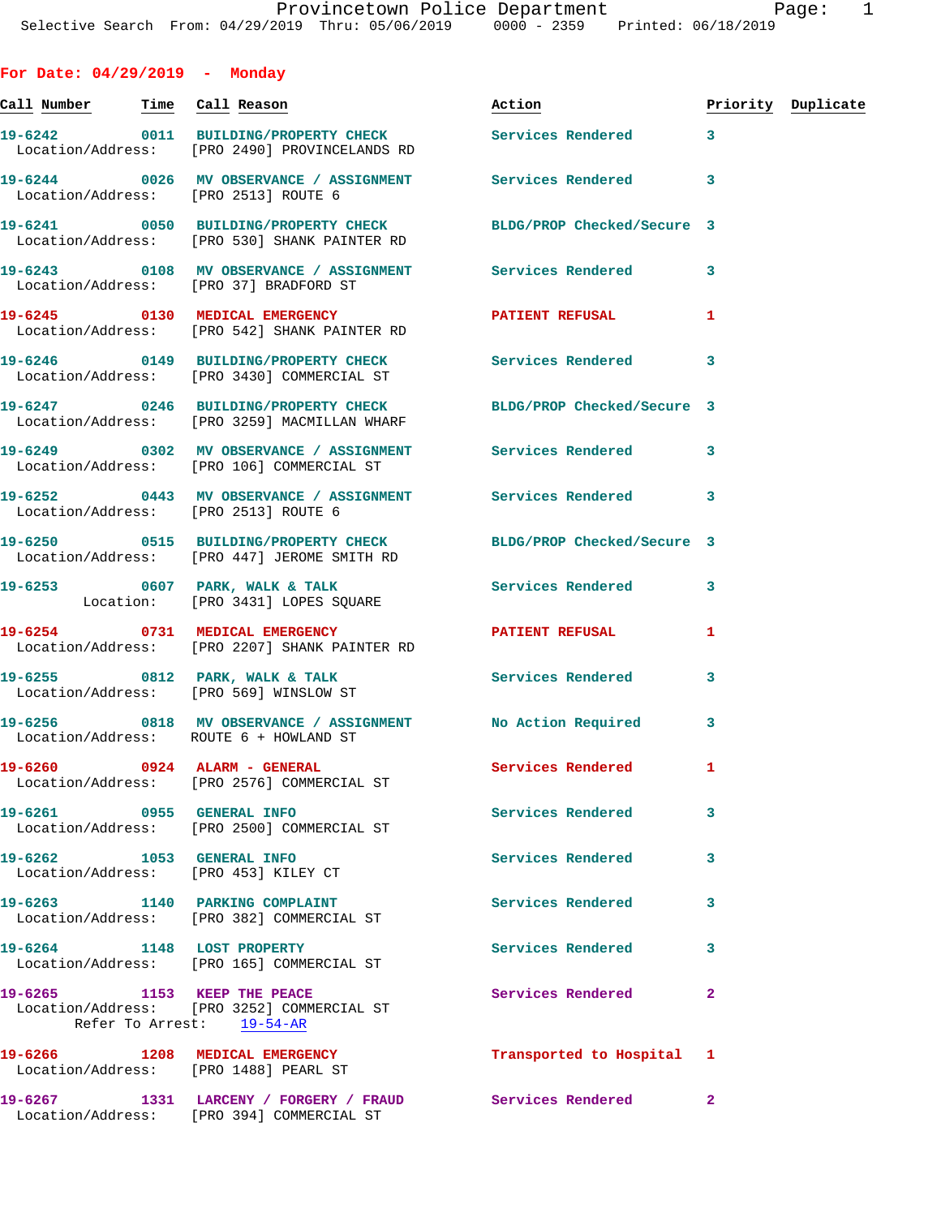Provincetown Police Department
Selective Search From: 04/29/2019 Thru: 05/06/2019 0000 - 2359 Printed: 06/18/2019

## For Date: 04/29/2019 - Monday

| Call Number | Time | Call Reason | Action | Priority | Duplicate |
|---|---|---|---|---|---|
| 19-6242 | 0011 | BUILDING/PROPERTY CHECK<br>Location/Address: [PRO 2490] PROVINCELANDS RD | Services Rendered | 3 | |
| 19-6244 | 0026 | MV OBSERVANCE / ASSIGNMENT<br>Location/Address: [PRO 2513] ROUTE 6 | Services Rendered | 3 | |
| 19-6241 | 0050 | BUILDING/PROPERTY CHECK<br>Location/Address: [PRO 530] SHANK PAINTER RD | BLDG/PROP Checked/Secure | 3 | |
| 19-6243 | 0108 | MV OBSERVANCE / ASSIGNMENT<br>Location/Address: [PRO 37] BRADFORD ST | Services Rendered | 3 | |
| 19-6245 | 0130 | MEDICAL EMERGENCY<br>Location/Address: [PRO 542] SHANK PAINTER RD | PATIENT REFUSAL | 1 | |
| 19-6246 | 0149 | BUILDING/PROPERTY CHECK<br>Location/Address: [PRO 3430] COMMERCIAL ST | Services Rendered | 3 | |
| 19-6247 | 0246 | BUILDING/PROPERTY CHECK<br>Location/Address: [PRO 3259] MACMILLAN WHARF | BLDG/PROP Checked/Secure | 3 | |
| 19-6249 | 0302 | MV OBSERVANCE / ASSIGNMENT<br>Location/Address: [PRO 106] COMMERCIAL ST | Services Rendered | 3 | |
| 19-6252 | 0443 | MV OBSERVANCE / ASSIGNMENT<br>Location/Address: [PRO 2513] ROUTE 6 | Services Rendered | 3 | |
| 19-6250 | 0515 | BUILDING/PROPERTY CHECK<br>Location/Address: [PRO 447] JEROME SMITH RD | BLDG/PROP Checked/Secure | 3 | |
| 19-6253 | 0607 | PARK, WALK & TALK<br>Location: [PRO 3431] LOPES SQUARE | Services Rendered | 3 | |
| 19-6254 | 0731 | MEDICAL EMERGENCY<br>Location/Address: [PRO 2207] SHANK PAINTER RD | PATIENT REFUSAL | 1 | |
| 19-6255 | 0812 | PARK, WALK & TALK<br>Location/Address: [PRO 569] WINSLOW ST | Services Rendered | 3 | |
| 19-6256 | 0818 | MV OBSERVANCE / ASSIGNMENT<br>Location/Address: ROUTE 6 + HOWLAND ST | No Action Required | 3 | |
| 19-6260 | 0924 | ALARM - GENERAL<br>Location/Address: [PRO 2576] COMMERCIAL ST | Services Rendered | 1 | |
| 19-6261 | 0955 | GENERAL INFO<br>Location/Address: [PRO 2500] COMMERCIAL ST | Services Rendered | 3 | |
| 19-6262 | 1053 | GENERAL INFO<br>Location/Address: [PRO 453] KILEY CT | Services Rendered | 3 | |
| 19-6263 | 1140 | PARKING COMPLAINT<br>Location/Address: [PRO 382] COMMERCIAL ST | Services Rendered | 3 | |
| 19-6264 | 1148 | LOST PROPERTY<br>Location/Address: [PRO 165] COMMERCIAL ST | Services Rendered | 3 | |
| 19-6265 | 1153 | KEEP THE PEACE<br>Location/Address: [PRO 3252] COMMERCIAL ST<br>Refer To Arrest: 19-54-AR | Services Rendered | 2 | |
| 19-6266 | 1208 | MEDICAL EMERGENCY<br>Location/Address: [PRO 1488] PEARL ST | Transported to Hospital | 1 | |
| 19-6267 | 1331 | LARCENY / FORGERY / FRAUD<br>Location/Address: [PRO 394] COMMERCIAL ST | Services Rendered | 2 | |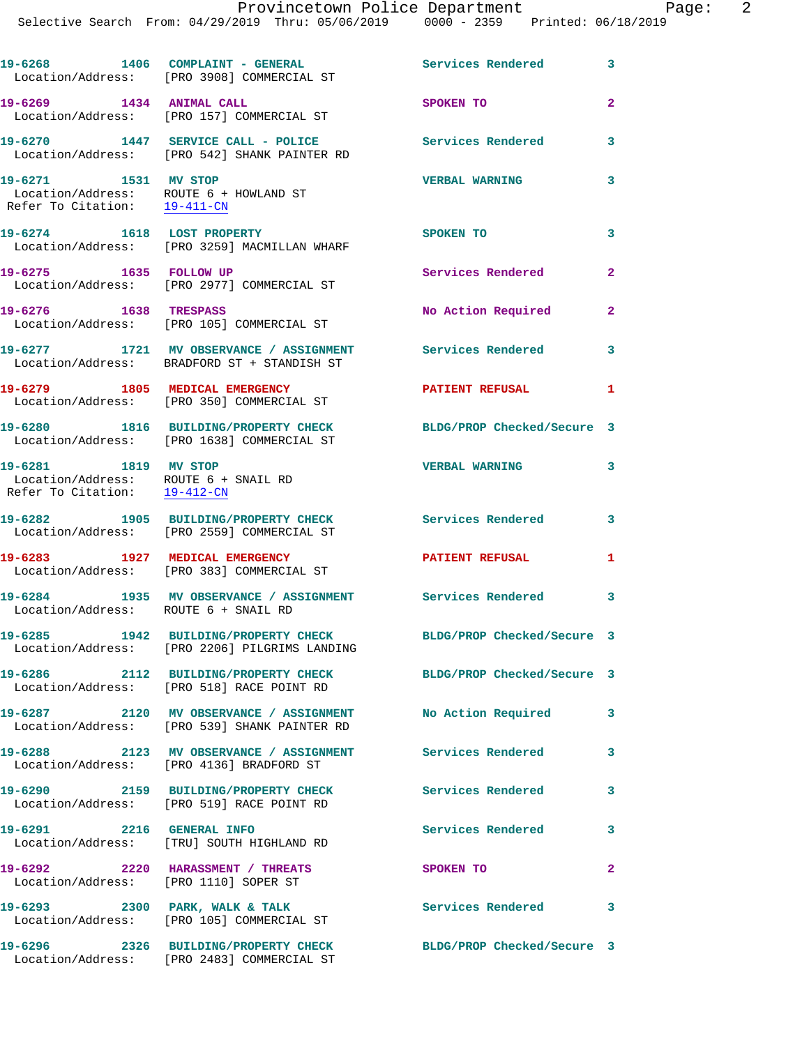19-6268 1406 COMPLAINT - GENERAL Services Rendered 3
Location/Address: [PRO 3908] COMMERCIAL ST

19-6269 1434 ANIMAL CALL SPOKEN TO 2
Location/Address: [PRO 157] COMMERCIAL ST

19-6270 1447 SERVICE CALL - POLICE Services Rendered 3
Location/Address: [PRO 542] SHANK PAINTER RD

19-6271 1531 MV STOP VERBAL WARNING 3
Location/Address: ROUTE 6 + HOWLAND ST
Refer To Citation: 19-411-CN

19-6274 1618 LOST PROPERTY SPOKEN TO 3
Location/Address: [PRO 3259] MACMILLAN WHARF

19-6275 1635 FOLLOW UP Services Rendered 2
Location/Address: [PRO 2977] COMMERCIAL ST

19-6276 1638 TRESPASS No Action Required 2
Location/Address: [PRO 105] COMMERCIAL ST

19-6277 1721 MV OBSERVANCE / ASSIGNMENT Services Rendered 3
Location/Address: BRADFORD ST + STANDISH ST

19-6279 1805 MEDICAL EMERGENCY PATIENT REFUSAL 1
Location/Address: [PRO 350] COMMERCIAL ST

19-6280 1816 BUILDING/PROPERTY CHECK BLDG/PROP Checked/Secure 3
Location/Address: [PRO 1638] COMMERCIAL ST

19-6281 1819 MV STOP VERBAL WARNING 3
Location/Address: ROUTE 6 + SNAIL RD
Refer To Citation: 19-412-CN

19-6282 1905 BUILDING/PROPERTY CHECK Services Rendered 3
Location/Address: [PRO 2559] COMMERCIAL ST

19-6283 1927 MEDICAL EMERGENCY PATIENT REFUSAL 1
Location/Address: [PRO 383] COMMERCIAL ST

19-6284 1935 MV OBSERVANCE / ASSIGNMENT Services Rendered 3
Location/Address: ROUTE 6 + SNAIL RD

19-6285 1942 BUILDING/PROPERTY CHECK BLDG/PROP Checked/Secure 3
Location/Address: [PRO 2206] PILGRIMS LANDING

19-6286 2112 BUILDING/PROPERTY CHECK BLDG/PROP Checked/Secure 3
Location/Address: [PRO 518] RACE POINT RD

19-6287 2120 MV OBSERVANCE / ASSIGNMENT No Action Required 3
Location/Address: [PRO 539] SHANK PAINTER RD

19-6288 2123 MV OBSERVANCE / ASSIGNMENT Services Rendered 3
Location/Address: [PRO 4136] BRADFORD ST

19-6290 2159 BUILDING/PROPERTY CHECK Services Rendered 3
Location/Address: [PRO 519] RACE POINT RD

19-6291 2216 GENERAL INFO Services Rendered 3
Location/Address: [TRU] SOUTH HIGHLAND RD

19-6292 2220 HARASSMENT / THREATS SPOKEN TO 2
Location/Address: [PRO 1110] SOPER ST

19-6293 2300 PARK, WALK & TALK Services Rendered 3
Location/Address: [PRO 105] COMMERCIAL ST

19-6296 2326 BUILDING/PROPERTY CHECK BLDG/PROP Checked/Secure 3
Location/Address: [PRO 2483] COMMERCIAL ST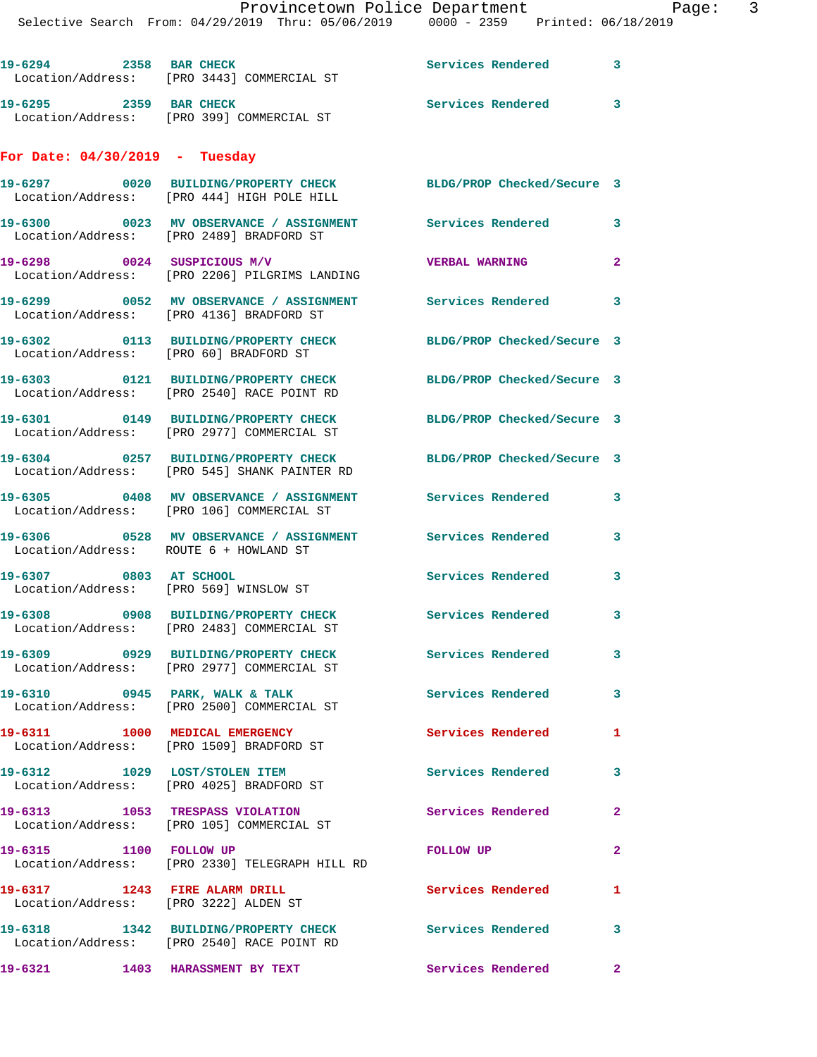19-6294 2358 BAR CHECK Services Rendered 3
Location/Address: [PRO 3443] COMMERCIAL ST

19-6295 2359 BAR CHECK Services Rendered 3
Location/Address: [PRO 399] COMMERCIAL ST

**For Date: 04/30/2019 - Tuesday**

19-6297 0020 BUILDING/PROPERTY CHECK BLDG/PROP Checked/Secure 3
Location/Address: [PRO 444] HIGH POLE HILL

19-6300 0023 MV OBSERVANCE / ASSIGNMENT Services Rendered 3
Location/Address: [PRO 2489] BRADFORD ST

19-6298 0024 SUSPICIOUS M/V VERBAL WARNING 2
Location/Address: [PRO 2206] PILGRIMS LANDING

19-6299 0052 MV OBSERVANCE / ASSIGNMENT Services Rendered 3
Location/Address: [PRO 4136] BRADFORD ST

19-6302 0113 BUILDING/PROPERTY CHECK BLDG/PROP Checked/Secure 3
Location/Address: [PRO 60] BRADFORD ST

19-6303 0121 BUILDING/PROPERTY CHECK BLDG/PROP Checked/Secure 3
Location/Address: [PRO 2540] RACE POINT RD

19-6301 0149 BUILDING/PROPERTY CHECK BLDG/PROP Checked/Secure 3
Location/Address: [PRO 2977] COMMERCIAL ST

19-6304 0257 BUILDING/PROPERTY CHECK BLDG/PROP Checked/Secure 3
Location/Address: [PRO 545] SHANK PAINTER RD

19-6305 0408 MV OBSERVANCE / ASSIGNMENT Services Rendered 3
Location/Address: [PRO 106] COMMERCIAL ST

19-6306 0528 MV OBSERVANCE / ASSIGNMENT Services Rendered 3
Location/Address: ROUTE 6 + HOWLAND ST

19-6307 0803 AT SCHOOL Services Rendered 3
Location/Address: [PRO 569] WINSLOW ST

19-6308 0908 BUILDING/PROPERTY CHECK Services Rendered 3
Location/Address: [PRO 2483] COMMERCIAL ST

19-6309 0929 BUILDING/PROPERTY CHECK Services Rendered 3
Location/Address: [PRO 2977] COMMERCIAL ST

19-6310 0945 PARK, WALK & TALK Services Rendered 3
Location/Address: [PRO 2500] COMMERCIAL ST

19-6311 1000 MEDICAL EMERGENCY Services Rendered 1
Location/Address: [PRO 1509] BRADFORD ST

19-6312 1029 LOST/STOLEN ITEM Services Rendered 3
Location/Address: [PRO 4025] BRADFORD ST

19-6313 1053 TRESPASS VIOLATION Services Rendered 2
Location/Address: [PRO 105] COMMERCIAL ST

19-6315 1100 FOLLOW UP FOLLOW UP 2
Location/Address: [PRO 2330] TELEGRAPH HILL RD

19-6317 1243 FIRE ALARM DRILL Services Rendered 1
Location/Address: [PRO 3222] ALDEN ST

19-6318 1342 BUILDING/PROPERTY CHECK Services Rendered 3
Location/Address: [PRO 2540] RACE POINT RD

19-6321 1403 HARASSMENT BY TEXT Services Rendered 2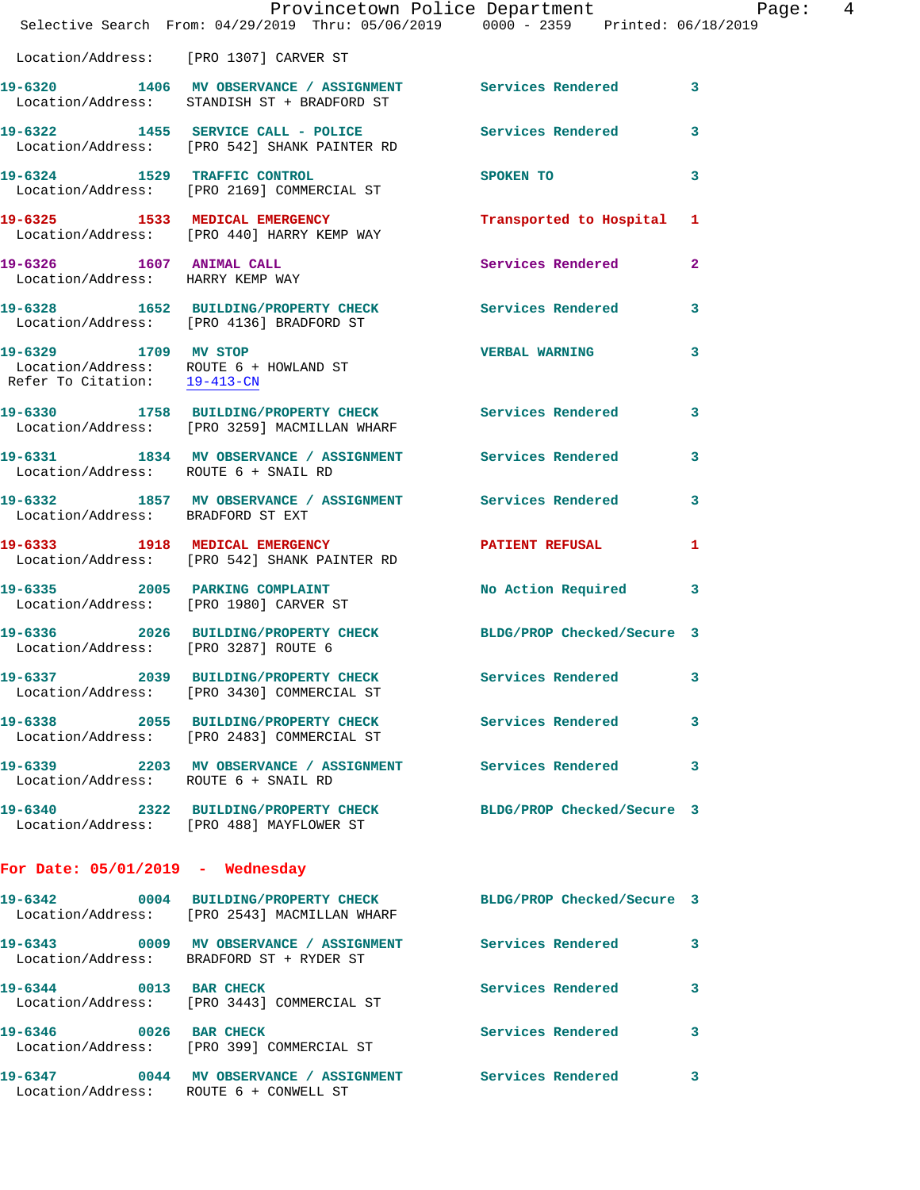Location/Address: [PRO 1307] CARVER ST

19-6320 1406 MV OBSERVANCE / ASSIGNMENT Services Rendered 3
Location/Address: STANDISH ST + BRADFORD ST

19-6322 1455 SERVICE CALL - POLICE Services Rendered 3
Location/Address: [PRO 542] SHANK PAINTER RD

19-6324 1529 TRAFFIC CONTROL SPOKEN TO 3
Location/Address: [PRO 2169] COMMERCIAL ST

19-6325 1533 MEDICAL EMERGENCY Transported to Hospital 1
Location/Address: [PRO 440] HARRY KEMP WAY

19-6326 1607 ANIMAL CALL Services Rendered 2
Location/Address: HARRY KEMP WAY

19-6328 1652 BUILDING/PROPERTY CHECK Services Rendered 3
Location/Address: [PRO 4136] BRADFORD ST

19-6329 1709 MV STOP VERBAL WARNING 3
Location/Address: ROUTE 6 + HOWLAND ST
Refer To Citation: 19-413-CN

19-6330 1758 BUILDING/PROPERTY CHECK Services Rendered 3
Location/Address: [PRO 3259] MACMILLAN WHARF

19-6331 1834 MV OBSERVANCE / ASSIGNMENT Services Rendered 3
Location/Address: ROUTE 6 + SNAIL RD

19-6332 1857 MV OBSERVANCE / ASSIGNMENT Services Rendered 3
Location/Address: BRADFORD ST EXT

19-6333 1918 MEDICAL EMERGENCY PATIENT REFUSAL 1
Location/Address: [PRO 542] SHANK PAINTER RD

19-6335 2005 PARKING COMPLAINT No Action Required 3
Location/Address: [PRO 1980] CARVER ST

19-6336 2026 BUILDING/PROPERTY CHECK BLDG/PROP Checked/Secure 3
Location/Address: [PRO 3287] ROUTE 6

19-6337 2039 BUILDING/PROPERTY CHECK Services Rendered 3
Location/Address: [PRO 3430] COMMERCIAL ST

19-6338 2055 BUILDING/PROPERTY CHECK Services Rendered 3
Location/Address: [PRO 2483] COMMERCIAL ST

19-6339 2203 MV OBSERVANCE / ASSIGNMENT Services Rendered 3
Location/Address: ROUTE 6 + SNAIL RD

19-6340 2322 BUILDING/PROPERTY CHECK BLDG/PROP Checked/Secure 3
Location/Address: [PRO 488] MAYFLOWER ST

## For Date: 05/01/2019 - Wednesday

19-6342 0004 BUILDING/PROPERTY CHECK BLDG/PROP Checked/Secure 3
Location/Address: [PRO 2543] MACMILLAN WHARF

19-6343 0009 MV OBSERVANCE / ASSIGNMENT Services Rendered 3
Location/Address: BRADFORD ST + RYDER ST

19-6344 0013 BAR CHECK Services Rendered 3
Location/Address: [PRO 3443] COMMERCIAL ST

19-6346 0026 BAR CHECK Services Rendered 3
Location/Address: [PRO 399] COMMERCIAL ST

19-6347 0044 MV OBSERVANCE / ASSIGNMENT Services Rendered 3
Location/Address: ROUTE 6 + CONWELL ST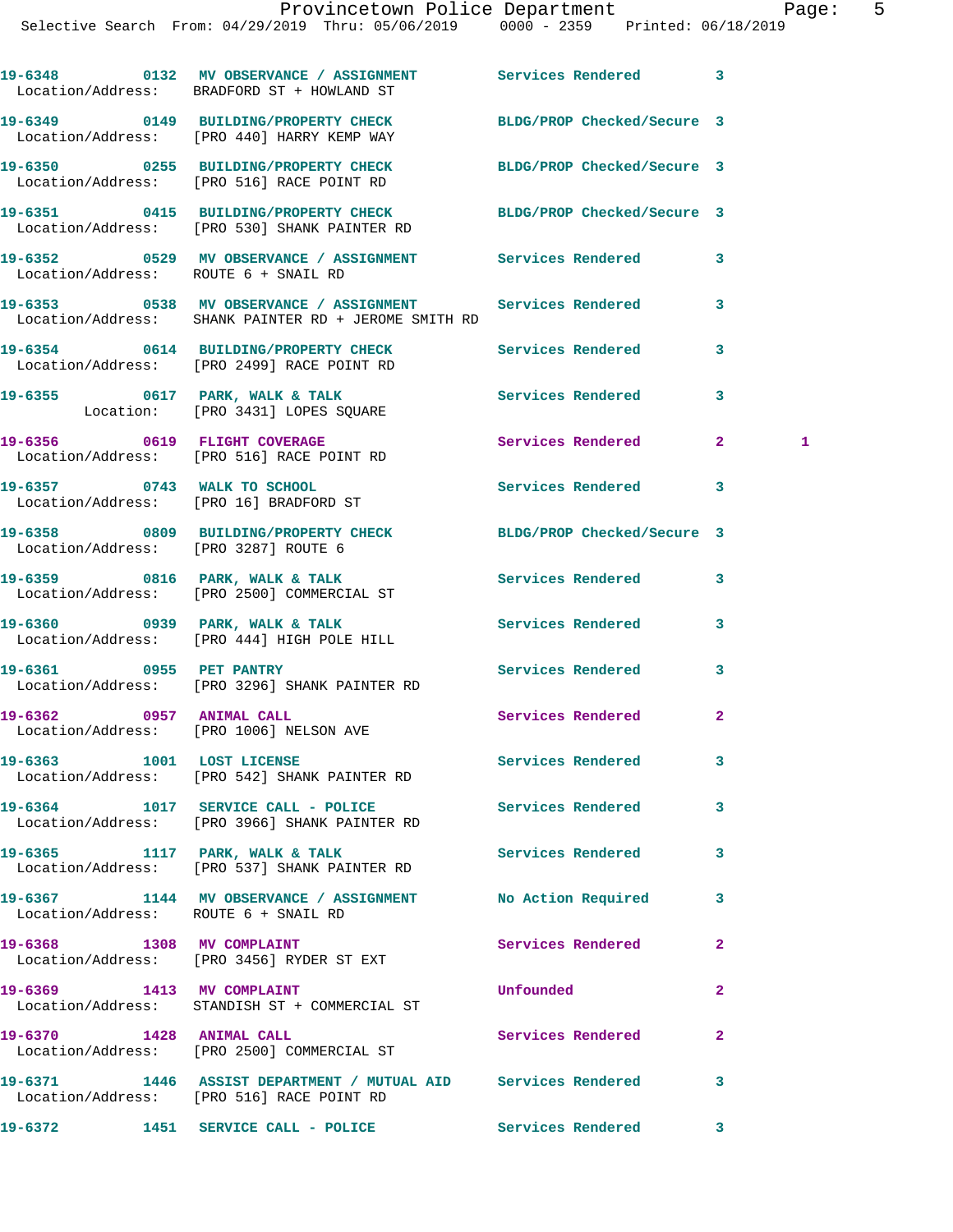19-6348 0132 MV OBSERVANCE / ASSIGNMENT Services Rendered 3
Location/Address: BRADFORD ST + HOWLAND ST

19-6349 0149 BUILDING/PROPERTY CHECK BLDG/PROP Checked/Secure 3
Location/Address: [PRO 440] HARRY KEMP WAY

19-6350 0255 BUILDING/PROPERTY CHECK BLDG/PROP Checked/Secure 3
Location/Address: [PRO 516] RACE POINT RD

19-6351 0415 BUILDING/PROPERTY CHECK BLDG/PROP Checked/Secure 3
Location/Address: [PRO 530] SHANK PAINTER RD

19-6352 0529 MV OBSERVANCE / ASSIGNMENT Services Rendered 3
Location/Address: ROUTE 6 + SNAIL RD

19-6353 0538 MV OBSERVANCE / ASSIGNMENT Services Rendered 3
Location/Address: SHANK PAINTER RD + JEROME SMITH RD

19-6354 0614 BUILDING/PROPERTY CHECK Services Rendered 3
Location/Address: [PRO 2499] RACE POINT RD

19-6355 0617 PARK, WALK & TALK Services Rendered 3
Location: [PRO 3431] LOPES SQUARE

19-6356 0619 FLIGHT COVERAGE Services Rendered 2 1
Location/Address: [PRO 516] RACE POINT RD

19-6357 0743 WALK TO SCHOOL Services Rendered 3
Location/Address: [PRO 16] BRADFORD ST

19-6358 0809 BUILDING/PROPERTY CHECK BLDG/PROP Checked/Secure 3
Location/Address: [PRO 3287] ROUTE 6

19-6359 0816 PARK, WALK & TALK Services Rendered 3
Location/Address: [PRO 2500] COMMERCIAL ST

19-6360 0939 PARK, WALK & TALK Services Rendered 3
Location/Address: [PRO 444] HIGH POLE HILL

19-6361 0955 PET PANTRY Services Rendered 3
Location/Address: [PRO 3296] SHANK PAINTER RD

19-6362 0957 ANIMAL CALL Services Rendered 2
Location/Address: [PRO 1006] NELSON AVE

19-6363 1001 LOST LICENSE Services Rendered 3
Location/Address: [PRO 542] SHANK PAINTER RD

19-6364 1017 SERVICE CALL - POLICE Services Rendered 3
Location/Address: [PRO 3966] SHANK PAINTER RD

19-6365 1117 PARK, WALK & TALK Services Rendered 3
Location/Address: [PRO 537] SHANK PAINTER RD

19-6367 1144 MV OBSERVANCE / ASSIGNMENT No Action Required 3
Location/Address: ROUTE 6 + SNAIL RD

19-6368 1308 MV COMPLAINT Services Rendered 2
Location/Address: [PRO 3456] RYDER ST EXT

19-6369 1413 MV COMPLAINT Unfounded 2
Location/Address: STANDISH ST + COMMERCIAL ST

19-6370 1428 ANIMAL CALL Services Rendered 2
Location/Address: [PRO 2500] COMMERCIAL ST

19-6371 1446 ASSIST DEPARTMENT / MUTUAL AID Services Rendered 3
Location/Address: [PRO 516] RACE POINT RD

19-6372 1451 SERVICE CALL - POLICE Services Rendered 3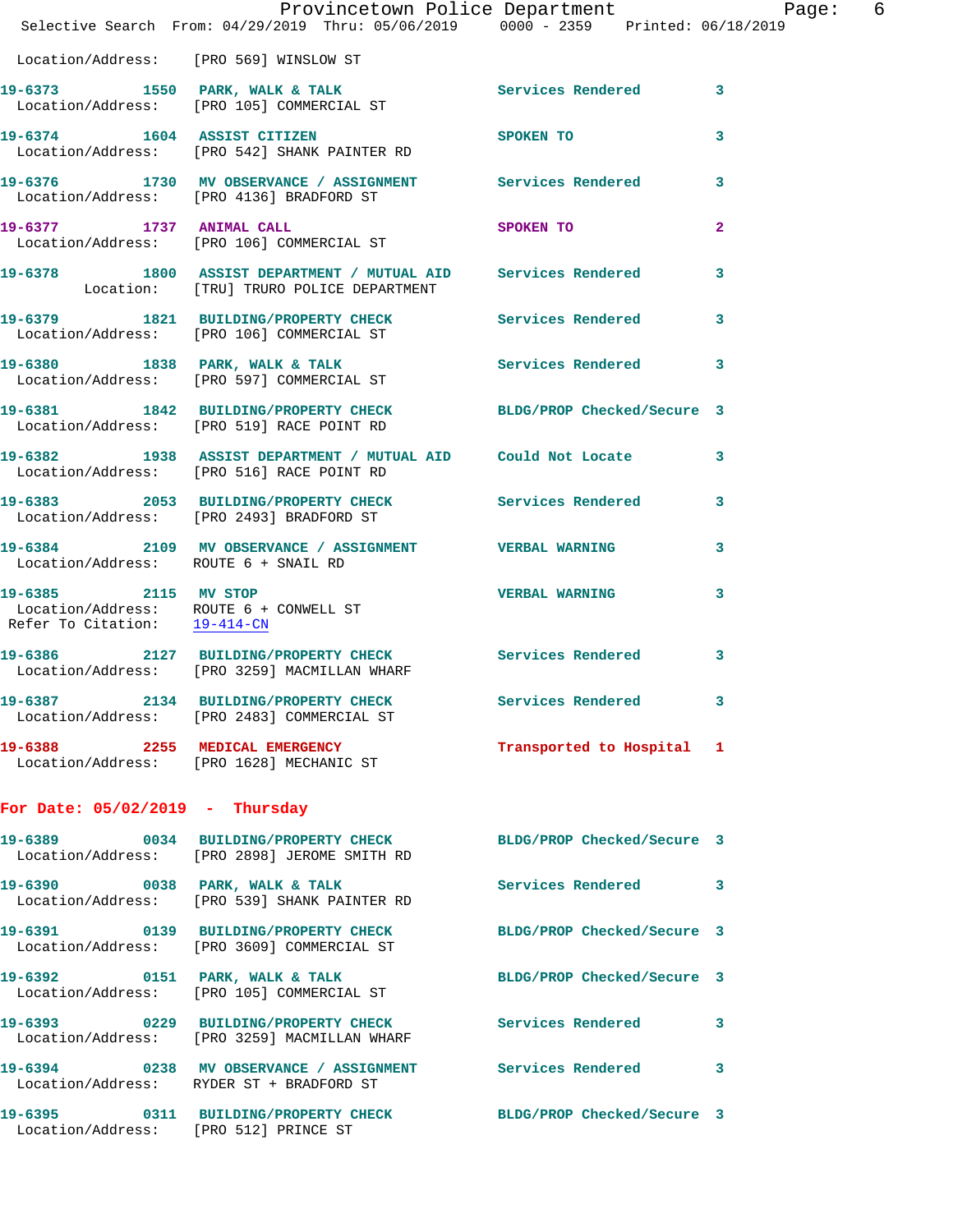Location/Address: [PRO 569] WINSLOW ST

19-6373 1550 PARK, WALK & TALK Services Rendered 3
Location/Address: [PRO 105] COMMERCIAL ST

19-6374 1604 ASSIST CITIZEN SPOKEN TO 3
Location/Address: [PRO 542] SHANK PAINTER RD

19-6376 1730 MV OBSERVANCE / ASSIGNMENT Services Rendered 3
Location/Address: [PRO 4136] BRADFORD ST

19-6377 1737 ANIMAL CALL SPOKEN TO 2
Location/Address: [PRO 106] COMMERCIAL ST

19-6378 1800 ASSIST DEPARTMENT / MUTUAL AID Services Rendered 3
Location: [TRU] TRURO POLICE DEPARTMENT

19-6379 1821 BUILDING/PROPERTY CHECK Services Rendered 3
Location/Address: [PRO 106] COMMERCIAL ST

19-6380 1838 PARK, WALK & TALK Services Rendered 3
Location/Address: [PRO 597] COMMERCIAL ST

19-6381 1842 BUILDING/PROPERTY CHECK BLDG/PROP Checked/Secure 3
Location/Address: [PRO 519] RACE POINT RD

19-6382 1938 ASSIST DEPARTMENT / MUTUAL AID Could Not Locate 3
Location/Address: [PRO 516] RACE POINT RD

19-6383 2053 BUILDING/PROPERTY CHECK Services Rendered 3
Location/Address: [PRO 2493] BRADFORD ST

19-6384 2109 MV OBSERVANCE / ASSIGNMENT VERBAL WARNING 3
Location/Address: ROUTE 6 + SNAIL RD

19-6385 2115 MV STOP VERBAL WARNING 3
Location/Address: ROUTE 6 + CONWELL ST
Refer To Citation: 19-414-CN

19-6386 2127 BUILDING/PROPERTY CHECK Services Rendered 3
Location/Address: [PRO 3259] MACMILLAN WHARF

19-6387 2134 BUILDING/PROPERTY CHECK Services Rendered 3
Location/Address: [PRO 2483] COMMERCIAL ST

19-6388 2255 MEDICAL EMERGENCY Transported to Hospital 1
Location/Address: [PRO 1628] MECHANIC ST

**For Date: 05/02/2019 - Thursday**

19-6389 0034 BUILDING/PROPERTY CHECK BLDG/PROP Checked/Secure 3
Location/Address: [PRO 2898] JEROME SMITH RD

19-6390 0038 PARK, WALK & TALK Services Rendered 3
Location/Address: [PRO 539] SHANK PAINTER RD

19-6391 0139 BUILDING/PROPERTY CHECK BLDG/PROP Checked/Secure 3
Location/Address: [PRO 3609] COMMERCIAL ST

19-6392 0151 PARK, WALK & TALK BLDG/PROP Checked/Secure 3
Location/Address: [PRO 105] COMMERCIAL ST

19-6393 0229 BUILDING/PROPERTY CHECK Services Rendered 3
Location/Address: [PRO 3259] MACMILLAN WHARF

19-6394 0238 MV OBSERVANCE / ASSIGNMENT Services Rendered 3
Location/Address: RYDER ST + BRADFORD ST

19-6395 0311 BUILDING/PROPERTY CHECK BLDG/PROP Checked/Secure 3
Location/Address: [PRO 512] PRINCE ST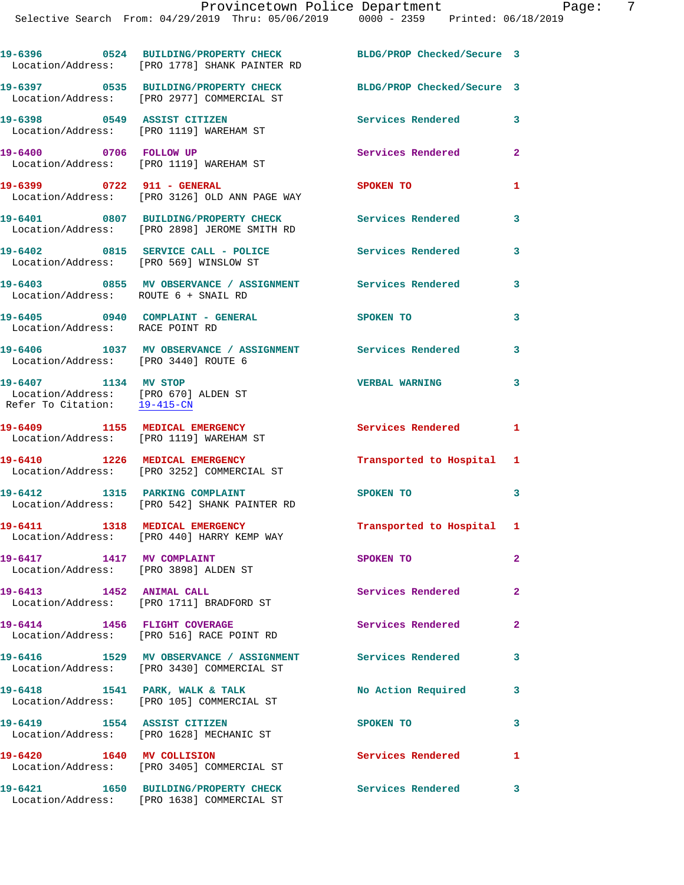19-6396 0524 BUILDING/PROPERTY CHECK BLDG/PROP Checked/Secure 3
Location/Address: [PRO 1778] SHANK PAINTER RD

19-6397 0535 BUILDING/PROPERTY CHECK BLDG/PROP Checked/Secure 3
Location/Address: [PRO 2977] COMMERCIAL ST

19-6398 0549 ASSIST CITIZEN Services Rendered 3
Location/Address: [PRO 1119] WAREHAM ST

19-6400 0706 FOLLOW UP Services Rendered 2
Location/Address: [PRO 1119] WAREHAM ST

19-6399 0722 911 - GENERAL SPOKEN TO 1
Location/Address: [PRO 3126] OLD ANN PAGE WAY

19-6401 0807 BUILDING/PROPERTY CHECK Services Rendered 3
Location/Address: [PRO 2898] JEROME SMITH RD

19-6402 0815 SERVICE CALL - POLICE Services Rendered 3
Location/Address: [PRO 569] WINSLOW ST

19-6403 0855 MV OBSERVANCE / ASSIGNMENT Services Rendered 3
Location/Address: ROUTE 6 + SNAIL RD

19-6405 0940 COMPLAINT - GENERAL SPOKEN TO 3
Location/Address: RACE POINT RD

19-6406 1037 MV OBSERVANCE / ASSIGNMENT Services Rendered 3
Location/Address: [PRO 3440] ROUTE 6

19-6407 1134 MV STOP VERBAL WARNING 3
Location/Address: [PRO 670] ALDEN ST
Refer To Citation: 19-415-CN

19-6409 1155 MEDICAL EMERGENCY Services Rendered 1
Location/Address: [PRO 1119] WAREHAM ST

19-6410 1226 MEDICAL EMERGENCY Transported to Hospital 1
Location/Address: [PRO 3252] COMMERCIAL ST

19-6412 1315 PARKING COMPLAINT SPOKEN TO 3
Location/Address: [PRO 542] SHANK PAINTER RD

19-6411 1318 MEDICAL EMERGENCY Transported to Hospital 1
Location/Address: [PRO 440] HARRY KEMP WAY

19-6417 1417 MV COMPLAINT SPOKEN TO 2
Location/Address: [PRO 3898] ALDEN ST

19-6413 1452 ANIMAL CALL Services Rendered 2
Location/Address: [PRO 1711] BRADFORD ST

19-6414 1456 FLIGHT COVERAGE Services Rendered 2
Location/Address: [PRO 516] RACE POINT RD

19-6416 1529 MV OBSERVANCE / ASSIGNMENT Services Rendered 3
Location/Address: [PRO 3430] COMMERCIAL ST

19-6418 1541 PARK, WALK & TALK No Action Required 3
Location/Address: [PRO 105] COMMERCIAL ST

19-6419 1554 ASSIST CITIZEN SPOKEN TO 3
Location/Address: [PRO 1628] MECHANIC ST

19-6420 1640 MV COLLISION Services Rendered 1
Location/Address: [PRO 3405] COMMERCIAL ST

19-6421 1650 BUILDING/PROPERTY CHECK Services Rendered 3
Location/Address: [PRO 1638] COMMERCIAL ST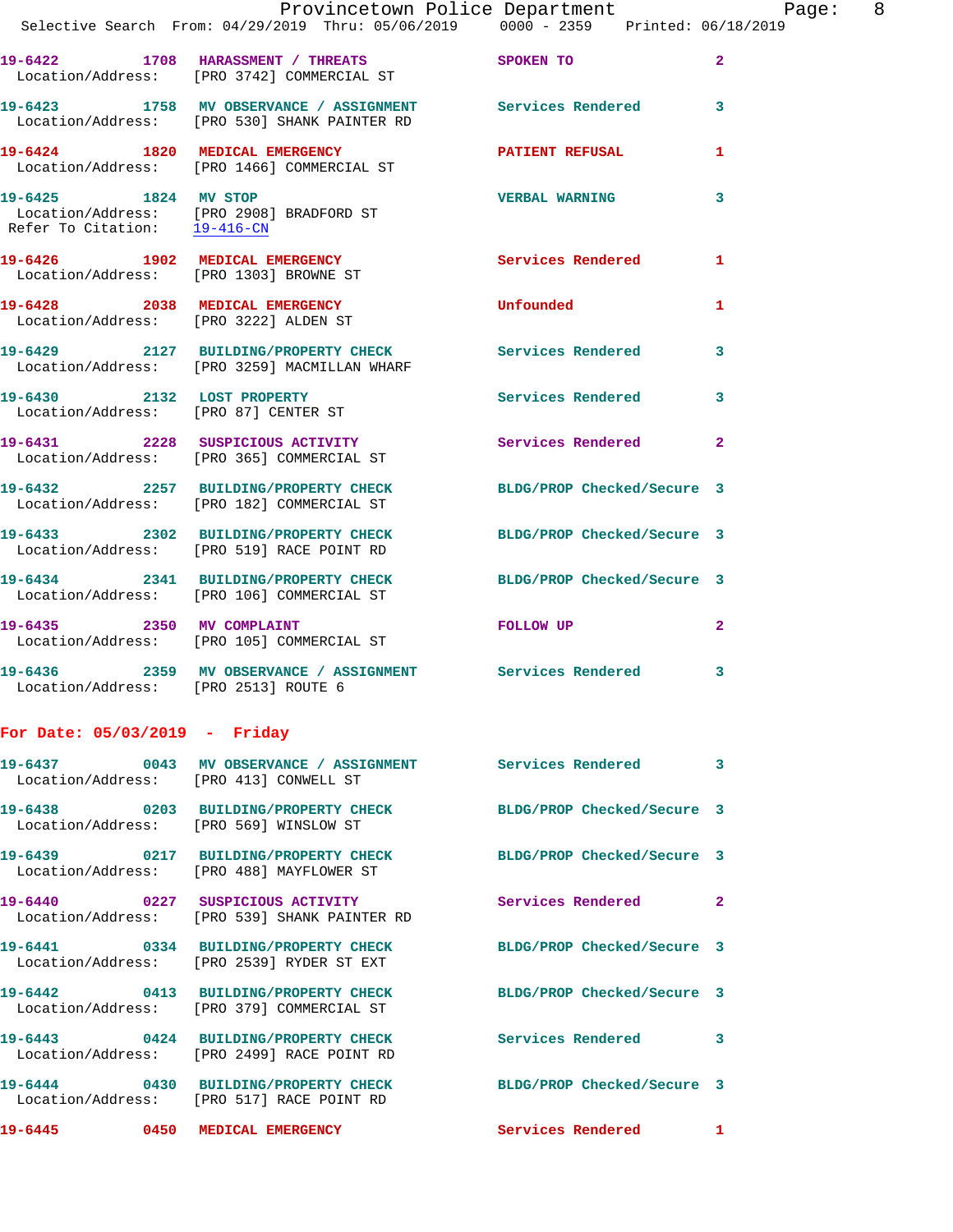19-6422 1708 HARASSMENT / THREATS SPOKEN TO 2
Location/Address: [PRO 3742] COMMERCIAL ST

19-6423 1758 MV OBSERVANCE / ASSIGNMENT Services Rendered 3
Location/Address: [PRO 530] SHANK PAINTER RD

19-6424 1820 MEDICAL EMERGENCY PATIENT REFUSAL 1
Location/Address: [PRO 1466] COMMERCIAL ST

19-6425 1824 MV STOP VERBAL WARNING 3
Location/Address: [PRO 2908] BRADFORD ST
Refer To Citation: 19-416-CN

19-6426 1902 MEDICAL EMERGENCY Services Rendered 1
Location/Address: [PRO 1303] BROWNE ST

19-6428 2038 MEDICAL EMERGENCY Unfounded 1
Location/Address: [PRO 3222] ALDEN ST

19-6429 2127 BUILDING/PROPERTY CHECK Services Rendered 3
Location/Address: [PRO 3259] MACMILLAN WHARF

19-6430 2132 LOST PROPERTY Services Rendered 3
Location/Address: [PRO 87] CENTER ST

19-6431 2228 SUSPICIOUS ACTIVITY Services Rendered 2
Location/Address: [PRO 365] COMMERCIAL ST

19-6432 2257 BUILDING/PROPERTY CHECK BLDG/PROP Checked/Secure 3
Location/Address: [PRO 182] COMMERCIAL ST

19-6433 2302 BUILDING/PROPERTY CHECK BLDG/PROP Checked/Secure 3
Location/Address: [PRO 519] RACE POINT RD

19-6434 2341 BUILDING/PROPERTY CHECK BLDG/PROP Checked/Secure 3
Location/Address: [PRO 106] COMMERCIAL ST

19-6435 2350 MV COMPLAINT FOLLOW UP 2
Location/Address: [PRO 105] COMMERCIAL ST

19-6436 2359 MV OBSERVANCE / ASSIGNMENT Services Rendered 3
Location/Address: [PRO 2513] ROUTE 6

**For Date: 05/03/2019 - Friday**

19-6437 0043 MV OBSERVANCE / ASSIGNMENT Services Rendered 3
Location/Address: [PRO 413] CONWELL ST

19-6438 0203 BUILDING/PROPERTY CHECK BLDG/PROP Checked/Secure 3
Location/Address: [PRO 569] WINSLOW ST

19-6439 0217 BUILDING/PROPERTY CHECK BLDG/PROP Checked/Secure 3
Location/Address: [PRO 488] MAYFLOWER ST

19-6440 0227 SUSPICIOUS ACTIVITY Services Rendered 2
Location/Address: [PRO 539] SHANK PAINTER RD

19-6441 0334 BUILDING/PROPERTY CHECK BLDG/PROP Checked/Secure 3
Location/Address: [PRO 2539] RYDER ST EXT

19-6442 0413 BUILDING/PROPERTY CHECK BLDG/PROP Checked/Secure 3
Location/Address: [PRO 379] COMMERCIAL ST

19-6443 0424 BUILDING/PROPERTY CHECK Services Rendered 3
Location/Address: [PRO 2499] RACE POINT RD

19-6444 0430 BUILDING/PROPERTY CHECK BLDG/PROP Checked/Secure 3
Location/Address: [PRO 517] RACE POINT RD

19-6445 0450 MEDICAL EMERGENCY Services Rendered 1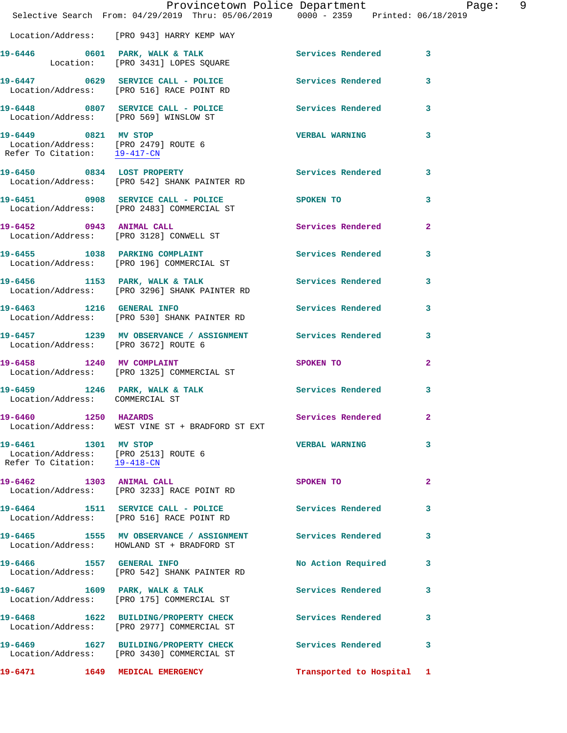Location/Address: [PRO 943] HARRY KEMP WAY

**19-6446** 0601 PARK, WALK & TALK — Services Rendered 3
Location: [PRO 3431] LOPES SQUARE

**19-6447** 0629 SERVICE CALL - POLICE — Services Rendered 3
Location/Address: [PRO 516] RACE POINT RD

**19-6448** 0807 SERVICE CALL - POLICE — Services Rendered 3
Location/Address: [PRO 569] WINSLOW ST

**19-6449** 0821 MV STOP — VERBAL WARNING 3
Location/Address: [PRO 2479] ROUTE 6
Refer To Citation: 19-417-CN

**19-6450** 0834 LOST PROPERTY — Services Rendered 3
Location/Address: [PRO 542] SHANK PAINTER RD

**19-6451** 0908 SERVICE CALL - POLICE — SPOKEN TO 3
Location/Address: [PRO 2483] COMMERCIAL ST

**19-6452** 0943 ANIMAL CALL — Services Rendered 2
Location/Address: [PRO 3128] CONWELL ST

**19-6455** 1038 PARKING COMPLAINT — Services Rendered 3
Location/Address: [PRO 196] COMMERCIAL ST

**19-6456** 1153 PARK, WALK & TALK — Services Rendered 3
Location/Address: [PRO 3296] SHANK PAINTER RD

**19-6463** 1216 GENERAL INFO — Services Rendered 3
Location/Address: [PRO 530] SHANK PAINTER RD

**19-6457** 1239 MV OBSERVANCE / ASSIGNMENT — Services Rendered 3
Location/Address: [PRO 3672] ROUTE 6

**19-6458** 1240 MV COMPLAINT — SPOKEN TO 2
Location/Address: [PRO 1325] COMMERCIAL ST

**19-6459** 1246 PARK, WALK & TALK — Services Rendered 3
Location/Address: COMMERCIAL ST

**19-6460** 1250 HAZARDS — Services Rendered 2
Location/Address: WEST VINE ST + BRADFORD ST EXT

**19-6461** 1301 MV STOP — VERBAL WARNING 3
Location/Address: [PRO 2513] ROUTE 6
Refer To Citation: 19-418-CN

**19-6462** 1303 ANIMAL CALL — SPOKEN TO 2
Location/Address: [PRO 3233] RACE POINT RD

**19-6464** 1511 SERVICE CALL - POLICE — Services Rendered 3
Location/Address: [PRO 516] RACE POINT RD

**19-6465** 1555 MV OBSERVANCE / ASSIGNMENT — Services Rendered 3
Location/Address: HOWLAND ST + BRADFORD ST

**19-6466** 1557 GENERAL INFO — No Action Required 3
Location/Address: [PRO 542] SHANK PAINTER RD

**19-6467** 1609 PARK, WALK & TALK — Services Rendered 3
Location/Address: [PRO 175] COMMERCIAL ST

**19-6468** 1622 BUILDING/PROPERTY CHECK — Services Rendered 3
Location/Address: [PRO 2977] COMMERCIAL ST

**19-6469** 1627 BUILDING/PROPERTY CHECK — Services Rendered 3
Location/Address: [PRO 3430] COMMERCIAL ST

**19-6471** 1649 MEDICAL EMERGENCY — Transported to Hospital 1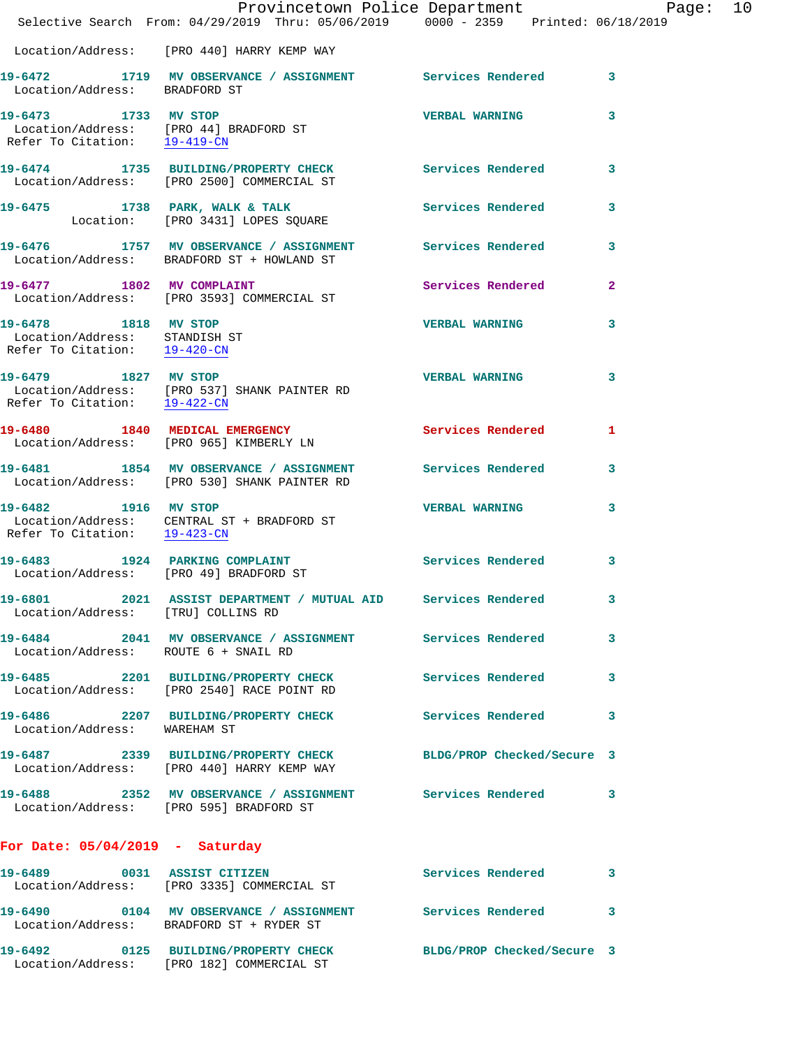Location/Address: [PRO 440] HARRY KEMP WAY

**19-6472 1719 MV OBSERVATION / ASSIGNMENT** Services Rendered 3
Location/Address: BRADFORD ST

**19-6473 1733 MV STOP** VERBAL WARNING 3
Location/Address: [PRO 44] BRADFORD ST
Refer To Citation: 19-419-CN

**19-6474 1735 BUILDING/PROPERTY CHECK** Services Rendered 3
Location/Address: [PRO 2500] COMMERCIAL ST

**19-6475 1738 PARK, WALK & TALK** Services Rendered 3
Location: [PRO 3431] LOPES SQUARE

**19-6476 1757 MV OBSERVATION / ASSIGNMENT** Services Rendered 3
Location/Address: BRADFORD ST + HOWLAND ST

**19-6477 1802 MV COMPLAINT** Services Rendered 2
Location/Address: [PRO 3593] COMMERCIAL ST

**19-6478 1818 MV STOP** VERBAL WARNING 3
Location/Address: STANDISH ST
Refer To Citation: 19-420-CN

**19-6479 1827 MV STOP** VERBAL WARNING 3
Location/Address: [PRO 537] SHANK PAINTER RD
Refer To Citation: 19-422-CN

**19-6480 1840 MEDICAL EMERGENCY** Services Rendered 1
Location/Address: [PRO 965] KIMBERLY LN

**19-6481 1854 MV OBSERVATION / ASSIGNMENT** Services Rendered 3
Location/Address: [PRO 530] SHANK PAINTER RD

**19-6482 1916 MV STOP** VERBAL WARNING 3
Location/Address: CENTRAL ST + BRADFORD ST
Refer To Citation: 19-423-CN

**19-6483 1924 PARKING COMPLAINT** Services Rendered 3
Location/Address: [PRO 49] BRADFORD ST

**19-6801 2021 ASSIST DEPARTMENT / MUTUAL AID** Services Rendered 3
Location/Address: [TRU] COLLINS RD

**19-6484 2041 MV OBSERVATION / ASSIGNMENT** Services Rendered 3
Location/Address: ROUTE 6 + SNAIL RD

**19-6485 2201 BUILDING/PROPERTY CHECK** Services Rendered 3
Location/Address: [PRO 2540] RACE POINT RD

**19-6486 2207 BUILDING/PROPERTY CHECK** Services Rendered 3
Location/Address: WAREHAM ST

**19-6487 2339 BUILDING/PROPERTY CHECK** BLDG/PROP Checked/Secure 3
Location/Address: [PRO 440] HARRY KEMP WAY

**19-6488 2352 MV OBSERVATION / ASSIGNMENT** Services Rendered 3
Location/Address: [PRO 595] BRADFORD ST

## For Date: 05/04/2019 - Saturday

**19-6489 0031 ASSIST CITIZEN** Services Rendered 3
Location/Address: [PRO 3335] COMMERCIAL ST

**19-6490 0104 MV OBSERVATION / ASSIGNMENT** Services Rendered 3
Location/Address: BRADFORD ST + RYDER ST

**19-6492 0125 BUILDING/PROPERTY CHECK** BLDG/PROP Checked/Secure 3
Location/Address: [PRO 182] COMMERCIAL ST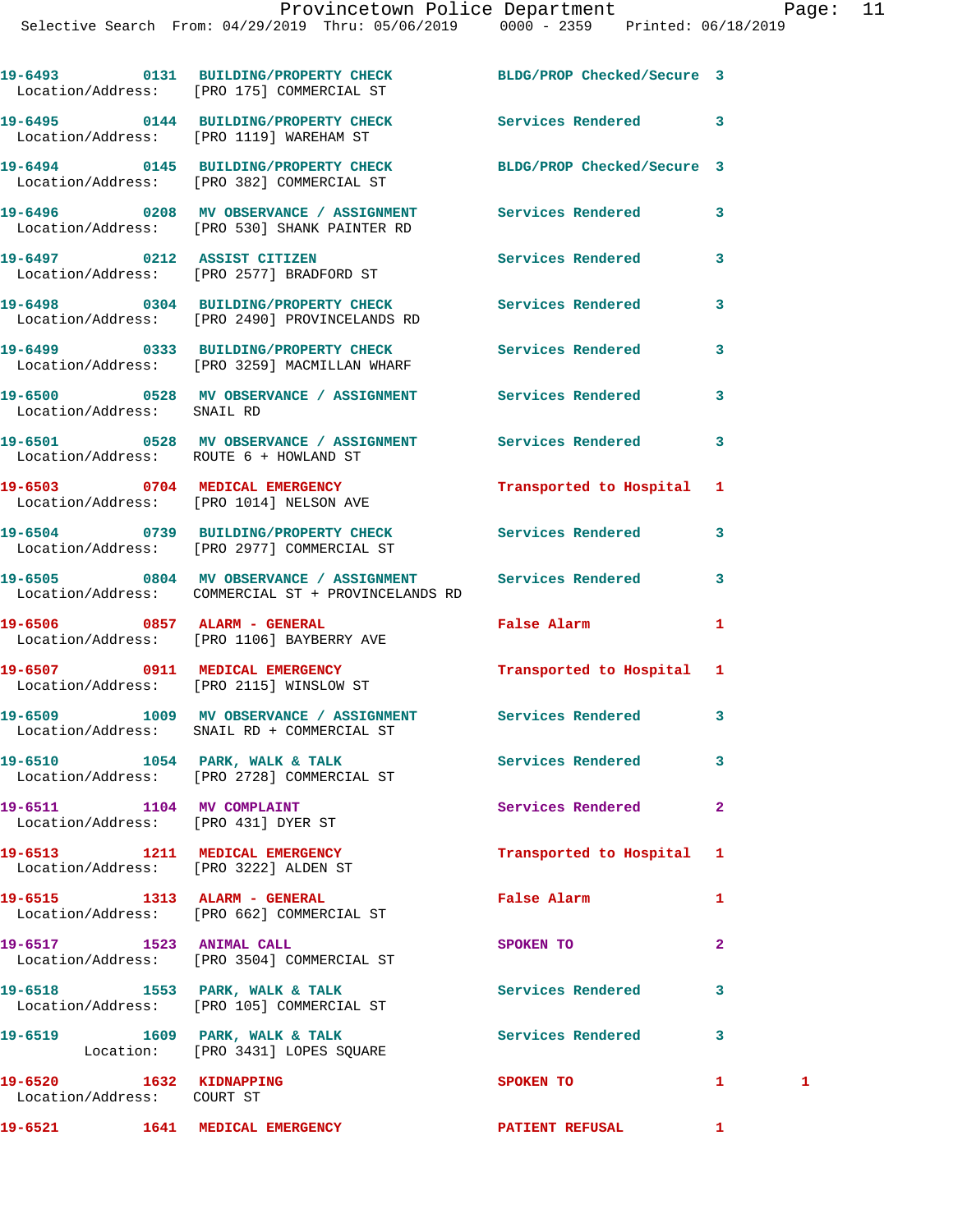19-6493 0131 BUILDING/PROPERTY CHECK BLDG/PROP Checked/Secure 3
Location/Address: [PRO 175] COMMERCIAL ST

19-6495 0144 BUILDING/PROPERTY CHECK Services Rendered 3
Location/Address: [PRO 1119] WAREHAM ST

19-6494 0145 BUILDING/PROPERTY CHECK BLDG/PROP Checked/Secure 3
Location/Address: [PRO 382] COMMERCIAL ST

19-6496 0208 MV OBSERVANCE / ASSIGNMENT Services Rendered 3
Location/Address: [PRO 530] SHANK PAINTER RD

19-6497 0212 ASSIST CITIZEN Services Rendered 3
Location/Address: [PRO 2577] BRADFORD ST

19-6498 0304 BUILDING/PROPERTY CHECK Services Rendered 3
Location/Address: [PRO 2490] PROVINCELANDS RD

19-6499 0333 BUILDING/PROPERTY CHECK Services Rendered 3
Location/Address: [PRO 3259] MACMILLAN WHARF

19-6500 0528 MV OBSERVANCE / ASSIGNMENT Services Rendered 3
Location/Address: SNAIL RD

19-6501 0528 MV OBSERVANCE / ASSIGNMENT Services Rendered 3
Location/Address: ROUTE 6 + HOWLAND ST

19-6503 0704 MEDICAL EMERGENCY Transported to Hospital 1
Location/Address: [PRO 1014] NELSON AVE

19-6504 0739 BUILDING/PROPERTY CHECK Services Rendered 3
Location/Address: [PRO 2977] COMMERCIAL ST

19-6505 0804 MV OBSERVANCE / ASSIGNMENT Services Rendered 3
Location/Address: COMMERCIAL ST + PROVINCELANDS RD

19-6506 0857 ALARM - GENERAL False Alarm 1
Location/Address: [PRO 1106] BAYBERRY AVE

19-6507 0911 MEDICAL EMERGENCY Transported to Hospital 1
Location/Address: [PRO 2115] WINSLOW ST

19-6509 1009 MV OBSERVANCE / ASSIGNMENT Services Rendered 3
Location/Address: SNAIL RD + COMMERCIAL ST

19-6510 1054 PARK, WALK & TALK Services Rendered 3
Location/Address: [PRO 2728] COMMERCIAL ST

19-6511 1104 MV COMPLAINT Services Rendered 2
Location/Address: [PRO 431] DYER ST

19-6513 1211 MEDICAL EMERGENCY Transported to Hospital 1
Location/Address: [PRO 3222] ALDEN ST

19-6515 1313 ALARM - GENERAL False Alarm 1
Location/Address: [PRO 662] COMMERCIAL ST

19-6517 1523 ANIMAL CALL SPOKEN TO 2
Location/Address: [PRO 3504] COMMERCIAL ST

19-6518 1553 PARK, WALK & TALK Services Rendered 3
Location/Address: [PRO 105] COMMERCIAL ST

19-6519 1609 PARK, WALK & TALK Services Rendered 3
Location: [PRO 3431] LOPES SQUARE

19-6520 1632 KIDNAPPING SPOKEN TO 1 1
Location/Address: COURT ST

19-6521 1641 MEDICAL EMERGENCY PATIENT REFUSAL 1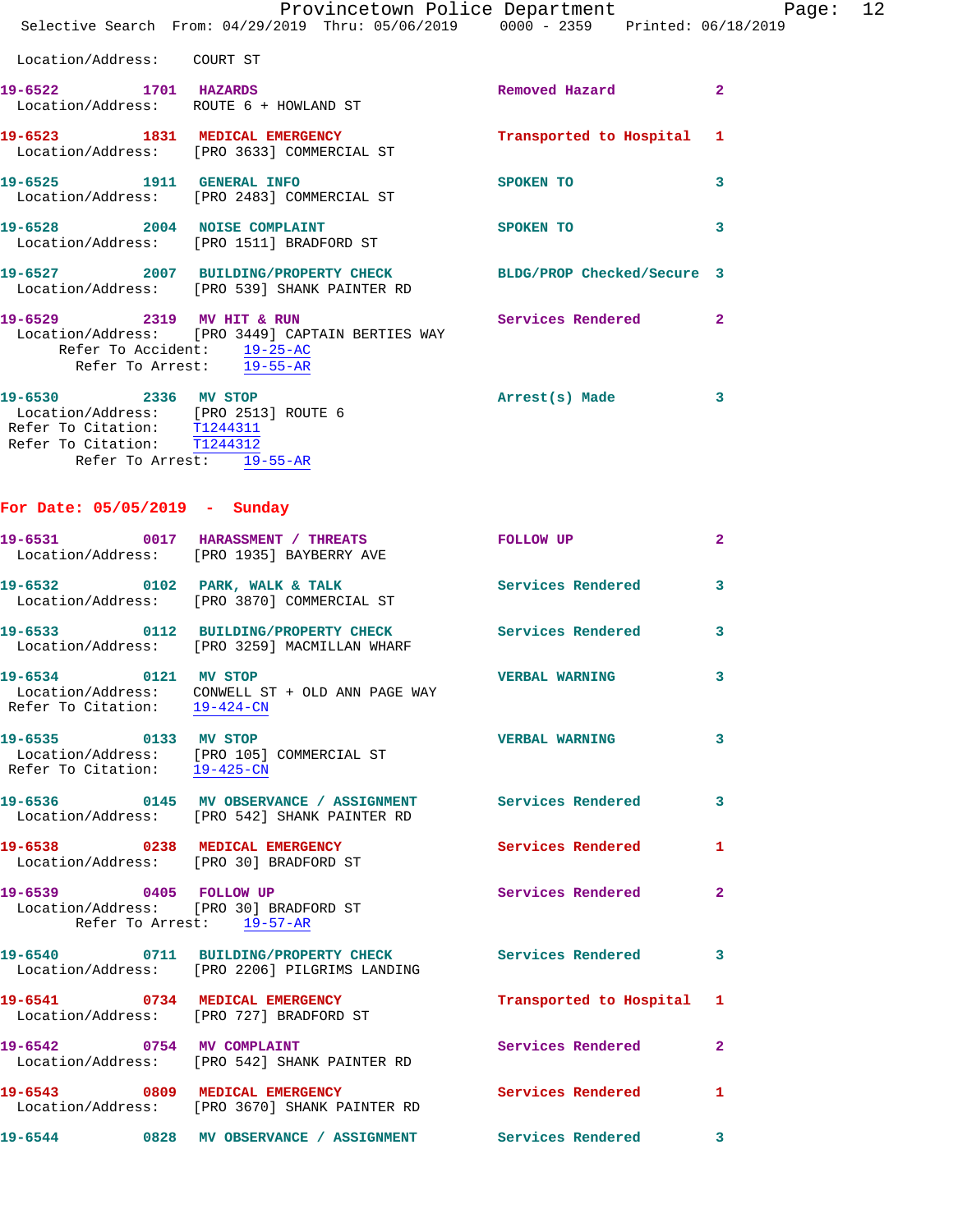Location/Address: COURT ST

**19-6522** 1701 **HAZARDS** Removed Hazard 2
Location/Address: ROUTE 6 + HOWLAND ST

**19-6523** 1831 **MEDICAL EMERGENCY** Transported to Hospital 1
Location/Address: [PRO 3633] COMMERCIAL ST

**19-6525** 1911 **GENERAL INFO** SPOKEN TO 3
Location/Address: [PRO 2483] COMMERCIAL ST

**19-6528** 2004 **NOISE COMPLAINT** SPOKEN TO 3
Location/Address: [PRO 1511] BRADFORD ST

**19-6527** 2007 **BUILDING/PROPERTY CHECK** BLDG/PROP Checked/Secure 3
Location/Address: [PRO 539] SHANK PAINTER RD

**19-6529** 2319 **MV HIT & RUN** Services Rendered 2
Location/Address: [PRO 3449] CAPTAIN BERTIES WAY
Refer To Accident: 19-25-AC
Refer To Arrest: 19-55-AR

**19-6530** 2336 **MV STOP** Arrest(s) Made 3
Location/Address: [PRO 2513] ROUTE 6
Refer To Citation: T1244311
Refer To Citation: T1244312
Refer To Arrest: 19-55-AR

## For Date: 05/05/2019 - Sunday

**19-6531** 0017 **HARASSMENT / THREATS** FOLLOW UP 2
Location/Address: [PRO 1935] BAYBERRY AVE

**19-6532** 0102 **PARK, WALK & TALK** Services Rendered 3
Location/Address: [PRO 3870] COMMERCIAL ST

**19-6533** 0112 **BUILDING/PROPERTY CHECK** Services Rendered 3
Location/Address: [PRO 3259] MACMILLAN WHARF

**19-6534** 0121 **MV STOP** VERBAL WARNING 3
Location/Address: CONWELL ST + OLD ANN PAGE WAY
Refer To Citation: 19-424-CN

**19-6535** 0133 **MV STOP** VERBAL WARNING 3
Location/Address: [PRO 105] COMMERCIAL ST
Refer To Citation: 19-425-CN

**19-6536** 0145 **MV OBSERVANCE / ASSIGNMENT** Services Rendered 3
Location/Address: [PRO 542] SHANK PAINTER RD

**19-6538** 0238 **MEDICAL EMERGENCY** Services Rendered 1
Location/Address: [PRO 30] BRADFORD ST

**19-6539** 0405 **FOLLOW UP** Services Rendered 2
Location/Address: [PRO 30] BRADFORD ST
Refer To Arrest: 19-57-AR

**19-6540** 0711 **BUILDING/PROPERTY CHECK** Services Rendered 3
Location/Address: [PRO 2206] PILGRIMS LANDING

**19-6541** 0734 **MEDICAL EMERGENCY** Transported to Hospital 1
Location/Address: [PRO 727] BRADFORD ST

**19-6542** 0754 **MV COMPLAINT** Services Rendered 2
Location/Address: [PRO 542] SHANK PAINTER RD

**19-6543** 0809 **MEDICAL EMERGENCY** Services Rendered 1
Location/Address: [PRO 3670] SHANK PAINTER RD

**19-6544** 0828 **MV OBSERVANCE / ASSIGNMENT** Services Rendered 3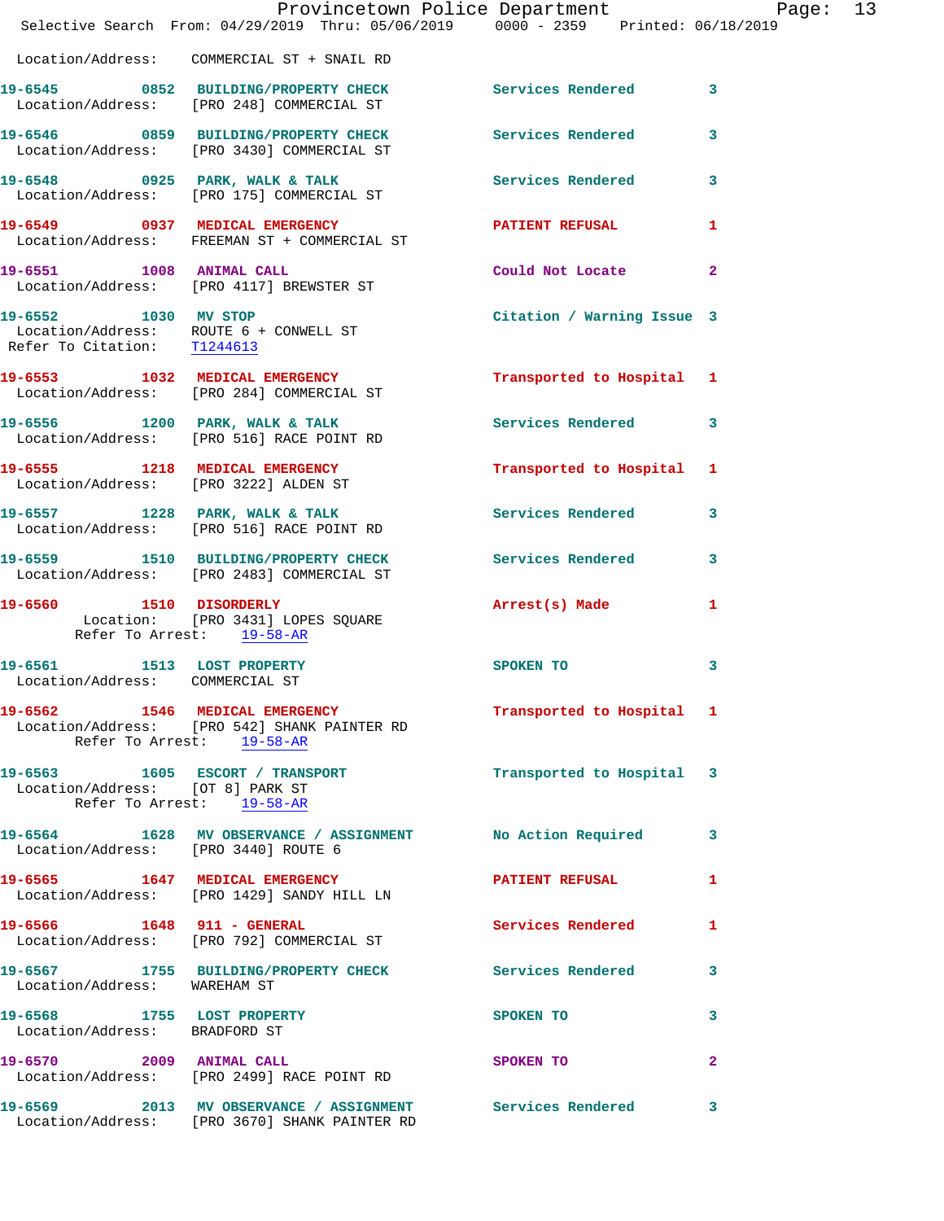Location/Address: COMMERCIAL ST + SNAIL RD

**19-6545** 0852 BUILDING/PROPERTY CHECK Services Rendered 3
Location/Address: [PRO 248] COMMERCIAL ST

**19-6546** 0859 BUILDING/PROPERTY CHECK Services Rendered 3
Location/Address: [PRO 3430] COMMERCIAL ST

**19-6548** 0925 PARK, WALK & TALK Services Rendered 3
Location/Address: [PRO 175] COMMERCIAL ST

**19-6549** 0937 MEDICAL EMERGENCY PATIENT REFUSAL 1
Location/Address: FREEMAN ST + COMMERCIAL ST

**19-6551** 1008 ANIMAL CALL Could Not Locate 2
Location/Address: [PRO 4117] BREWSTER ST

**19-6552** 1030 MV STOP Citation / Warning Issue 3
Location/Address: ROUTE 6 + CONWELL ST
Refer To Citation: T1244613

**19-6553** 1032 MEDICAL EMERGENCY Transported to Hospital 1
Location/Address: [PRO 284] COMMERCIAL ST

**19-6556** 1200 PARK, WALK & TALK Services Rendered 3
Location/Address: [PRO 516] RACE POINT RD

**19-6555** 1218 MEDICAL EMERGENCY Transported to Hospital 1
Location/Address: [PRO 3222] ALDEN ST

**19-6557** 1228 PARK, WALK & TALK Services Rendered 3
Location/Address: [PRO 516] RACE POINT RD

**19-6559** 1510 BUILDING/PROPERTY CHECK Services Rendered 3
Location/Address: [PRO 2483] COMMERCIAL ST

**19-6560** 1510 DISORDERLY Arrest(s) Made 1
Location: [PRO 3431] LOPES SQUARE
Refer To Arrest: 19-58-AR

**19-6561** 1513 LOST PROPERTY SPOKEN TO 3
Location/Address: COMMERCIAL ST

**19-6562** 1546 MEDICAL EMERGENCY Transported to Hospital 1
Location/Address: [PRO 542] SHANK PAINTER RD
Refer To Arrest: 19-58-AR

**19-6563** 1605 ESCORT / TRANSPORT Transported to Hospital 3
Location/Address: [OT 8] PARK ST
Refer To Arrest: 19-58-AR

**19-6564** 1628 MV OBSERVANCE / ASSIGNMENT No Action Required 3
Location/Address: [PRO 3440] ROUTE 6

**19-6565** 1647 MEDICAL EMERGENCY PATIENT REFUSAL 1
Location/Address: [PRO 1429] SANDY HILL LN

**19-6566** 1648 911 - GENERAL Services Rendered 1
Location/Address: [PRO 792] COMMERCIAL ST

**19-6567** 1755 BUILDING/PROPERTY CHECK Services Rendered 3
Location/Address: WAREHAM ST

**19-6568** 1755 LOST PROPERTY SPOKEN TO 3
Location/Address: BRADFORD ST

**19-6570** 2009 ANIMAL CALL SPOKEN TO 2
Location/Address: [PRO 2499] RACE POINT RD

**19-6569** 2013 MV OBSERVANCE / ASSIGNMENT Services Rendered 3
Location/Address: [PRO 3670] SHANK PAINTER RD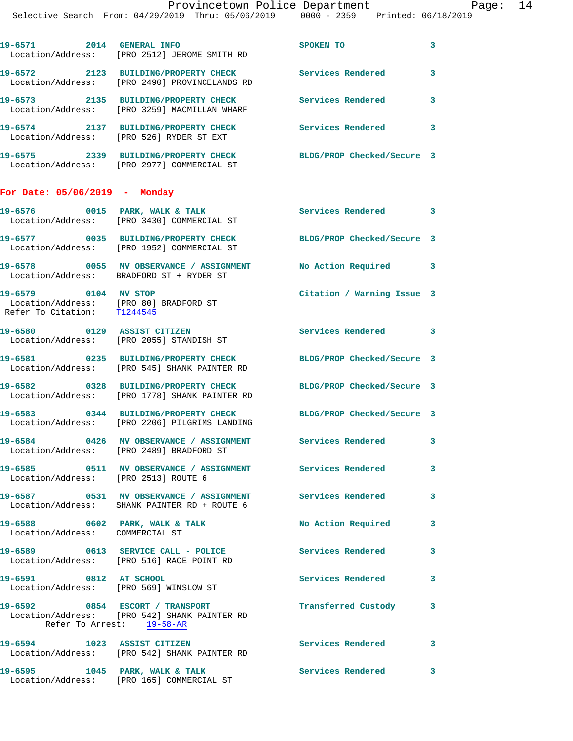19-6571 2014 GENERAL INFO SPOKEN TO 3
Location/Address: [PRO 2512] JEROME SMITH RD

19-6572 2123 BUILDING/PROPERTY CHECK Services Rendered 3
Location/Address: [PRO 2490] PROVINCELANDS RD

19-6573 2135 BUILDING/PROPERTY CHECK Services Rendered 3
Location/Address: [PRO 3259] MACMILLAN WHARF

19-6574 2137 BUILDING/PROPERTY CHECK Services Rendered 3
Location/Address: [PRO 526] RYDER ST EXT

19-6575 2339 BUILDING/PROPERTY CHECK BLDG/PROP Checked/Secure 3
Location/Address: [PRO 2977] COMMERCIAL ST

**For Date: 05/06/2019 - Monday**

19-6576 0015 PARK, WALK & TALK Services Rendered 3
Location/Address: [PRO 3430] COMMERCIAL ST

19-6577 0035 BUILDING/PROPERTY CHECK BLDG/PROP Checked/Secure 3
Location/Address: [PRO 1952] COMMERCIAL ST

19-6578 0055 MV OBSERVANCE / ASSIGNMENT No Action Required 3
Location/Address: BRADFORD ST + RYDER ST

19-6579 0104 MV STOP Citation / Warning Issue 3
Location/Address: [PRO 80] BRADFORD ST
Refer To Citation: T1244545

19-6580 0129 ASSIST CITIZEN Services Rendered 3
Location/Address: [PRO 2055] STANDISH ST

19-6581 0235 BUILDING/PROPERTY CHECK BLDG/PROP Checked/Secure 3
Location/Address: [PRO 545] SHANK PAINTER RD

19-6582 0328 BUILDING/PROPERTY CHECK BLDG/PROP Checked/Secure 3
Location/Address: [PRO 1778] SHANK PAINTER RD

19-6583 0344 BUILDING/PROPERTY CHECK BLDG/PROP Checked/Secure 3
Location/Address: [PRO 2206] PILGRIMS LANDING

19-6584 0426 MV OBSERVANCE / ASSIGNMENT Services Rendered 3
Location/Address: [PRO 2489] BRADFORD ST

19-6585 0511 MV OBSERVANCE / ASSIGNMENT Services Rendered 3
Location/Address: [PRO 2513] ROUTE 6

19-6587 0531 MV OBSERVANCE / ASSIGNMENT Services Rendered 3
Location/Address: SHANK PAINTER RD + ROUTE 6

19-6588 0602 PARK, WALK & TALK No Action Required 3
Location/Address: COMMERCIAL ST

19-6589 0613 SERVICE CALL - POLICE Services Rendered 3
Location/Address: [PRO 516] RACE POINT RD

19-6591 0812 AT SCHOOL Services Rendered 3
Location/Address: [PRO 569] WINSLOW ST

19-6592 0854 ESCORT / TRANSPORT Transferred Custody 3
Location/Address: [PRO 542] SHANK PAINTER RD
Refer To Arrest: 19-58-AR

19-6594 1023 ASSIST CITIZEN Services Rendered 3
Location/Address: [PRO 542] SHANK PAINTER RD

19-6595 1045 PARK, WALK & TALK Services Rendered 3
Location/Address: [PRO 165] COMMERCIAL ST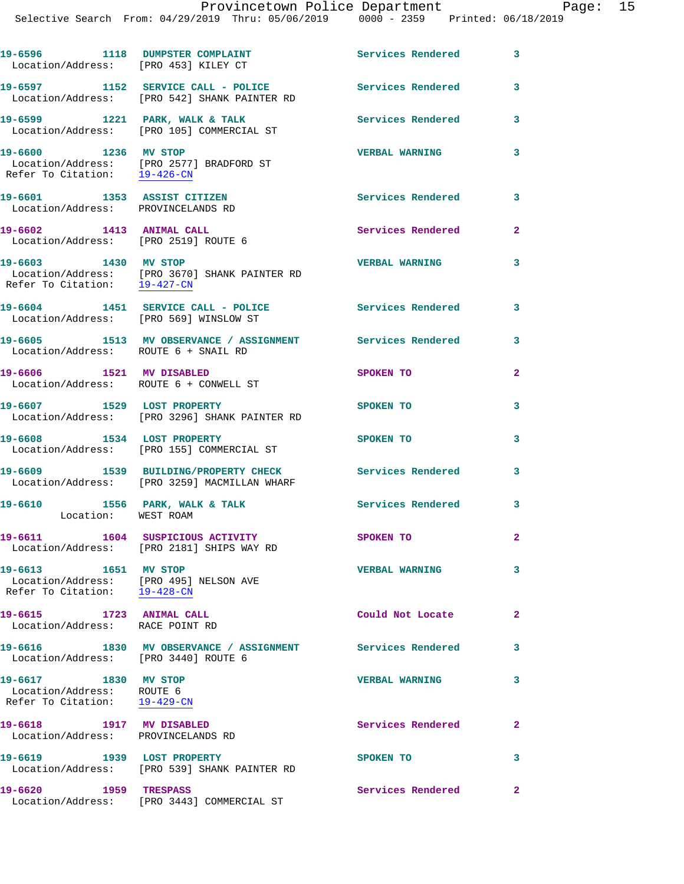19-6596 1118 DUMPSTER COMPLAINT Services Rendered 3
Location/Address: [PRO 453] KILEY CT

19-6597 1152 SERVICE CALL - POLICE Services Rendered 3
Location/Address: [PRO 542] SHANK PAINTER RD

19-6599 1221 PARK, WALK & TALK Services Rendered 3
Location/Address: [PRO 105] COMMERCIAL ST

19-6600 1236 MV STOP VERBAL WARNING 3
Location/Address: [PRO 2577] BRADFORD ST
Refer To Citation: 19-426-CN

19-6601 1353 ASSIST CITIZEN Services Rendered 3
Location/Address: PROVINCELANDS RD

19-6602 1413 ANIMAL CALL Services Rendered 2
Location/Address: [PRO 2519] ROUTE 6

19-6603 1430 MV STOP VERBAL WARNING 3
Location/Address: [PRO 3670] SHANK PAINTER RD
Refer To Citation: 19-427-CN

19-6604 1451 SERVICE CALL - POLICE Services Rendered 3
Location/Address: [PRO 569] WINSLOW ST

19-6605 1513 MV OBSERVANCE / ASSIGNMENT Services Rendered 3
Location/Address: ROUTE 6 + SNAIL RD

19-6606 1521 MV DISABLED SPOKEN TO 2
Location/Address: ROUTE 6 + CONWELL ST

19-6607 1529 LOST PROPERTY SPOKEN TO 3
Location/Address: [PRO 3296] SHANK PAINTER RD

19-6608 1534 LOST PROPERTY SPOKEN TO 3
Location/Address: [PRO 155] COMMERCIAL ST

19-6609 1539 BUILDING/PROPERTY CHECK Services Rendered 3
Location/Address: [PRO 3259] MACMILLAN WHARF

19-6610 1556 PARK, WALK & TALK Services Rendered 3
Location: WEST ROAM

19-6611 1604 SUSPICIOUS ACTIVITY SPOKEN TO 2
Location/Address: [PRO 2181] SHIPS WAY RD

19-6613 1651 MV STOP VERBAL WARNING 3
Location/Address: [PRO 495] NELSON AVE
Refer To Citation: 19-428-CN

19-6615 1723 ANIMAL CALL Could Not Locate 2
Location/Address: RACE POINT RD

19-6616 1830 MV OBSERVANCE / ASSIGNMENT Services Rendered 3
Location/Address: [PRO 3440] ROUTE 6

19-6617 1830 MV STOP VERBAL WARNING 3
Location/Address: ROUTE 6
Refer To Citation: 19-429-CN

19-6618 1917 MV DISABLED Services Rendered 2
Location/Address: PROVINCELANDS RD

19-6619 1939 LOST PROPERTY SPOKEN TO 3
Location/Address: [PRO 539] SHANK PAINTER RD

19-6620 1959 TRESPASS Services Rendered 2
Location/Address: [PRO 3443] COMMERCIAL ST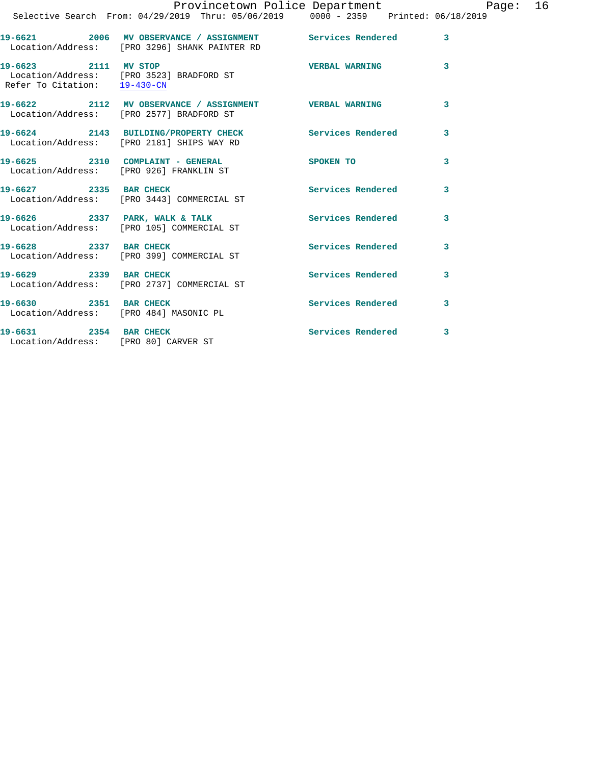19-6621 2006 **MV OBSERVANCE / ASSIGNMENT** Services Rendered 3
Location/Address: [PRO 3296] SHANK PAINTER RD

19-6623 2111 **MV STOP** VERBAL WARNING 3
Location/Address: [PRO 3523] BRADFORD ST
Refer To Citation: 19-430-CN

19-6622 2112 **MV OBSERVANCE / ASSIGNMENT** VERBAL WARNING 3
Location/Address: [PRO 2577] BRADFORD ST

19-6624 2143 **BUILDING/PROPERTY CHECK** Services Rendered 3
Location/Address: [PRO 2181] SHIPS WAY RD

19-6625 2310 **COMPLAINT - GENERAL** SPOKEN TO 3
Location/Address: [PRO 926] FRANKLIN ST

19-6627 2335 **BAR CHECK** Services Rendered 3
Location/Address: [PRO 3443] COMMERCIAL ST

19-6626 2337 **PARK, WALK & TALK** Services Rendered 3
Location/Address: [PRO 105] COMMERCIAL ST

19-6628 2337 **BAR CHECK** Services Rendered 3
Location/Address: [PRO 399] COMMERCIAL ST

19-6629 2339 **BAR CHECK** Services Rendered 3
Location/Address: [PRO 2737] COMMERCIAL ST

19-6630 2351 **BAR CHECK** Services Rendered 3
Location/Address: [PRO 484] MASONIC PL

19-6631 2354 **BAR CHECK** Services Rendered 3
Location/Address: [PRO 80] CARVER ST